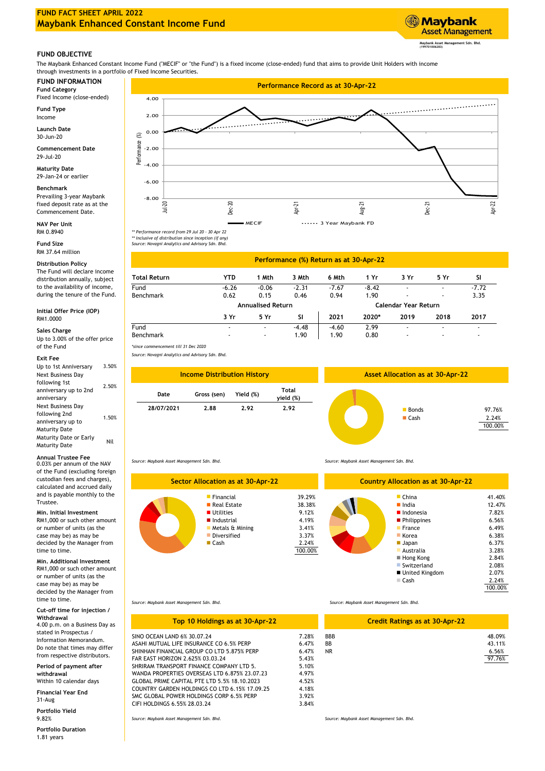# FUND FACT SHEET APRIL 2022

# Maybank Enhanced Constant Income Fund

Maybank Asset Management

Maybank Asset Management Sdn. Bhd. (199701006283)

## FUND OBJECTIVE

The Maybank Enhanced Constant Income Fund ("MECIF" or "the Fund") is a fixed income (close-ended) fund that aims to provide Unit Holders with income through investments in a portfolio of Fixed Income Securities.

## FUND INFORMATION

**Fund Category**
Fixed Income (close-ended)

**Fund Type**
Income

**Launch Date**
30-Jun-20

**Commencement Date**
29-Jul-20

**Maturity Date**
29-Jan-24 or earlier

**Benchmark**
Prevailing 3-year Maybank fixed deposit rate as at the Commencement Date.

**NAV Per Unit**
RM 0.8940

**Fund Size**
RM 37.64 million

**Distribution Policy**
The Fund will declare income distribution annually, subject to the availability of income, during the tenure of the Fund.

**Initial Offer Price (IOP)**
RM1.0000

**Sales Charge**
Up to 3.00% of the offer price of the Fund

**Exit Fee**

| | |
|---|---|
| Up to 1st Anniversary | 3.50% |
| Next Business Day following 1st anniversary up to 2nd anniversary | 2.50% |
| Next Business Day following 2nd anniversary up to Maturity Date | 1.50% |
| Maturity Date or Early Maturity Date | Nil |

**Annual Trustee Fee**
0.03% per annum of the NAV of the Fund (excluding foreign custodian fees and charges), calculated and accrued daily and is payable monthly to the Trustee.

**Min. Initial Investment**
RM1,000 or such other amount or number of units (as the case may be) as may be decided by the Manager from time to time.

**Min. Additional Investment**
RM1,000 or such other amount or number of units (as the case may be) as may be decided by the Manager from time to time.

**Cut-off time for injection / Withdrawal**
4.00 p.m. on a Business Day as stated in Prospectus / Information Memorandum. Do note that times may differ from respective distributors.

**Period of payment after withdrawal**
Within 10 calendar days

**Financial Year End**
31-Aug

**Portfolio Yield**
9.82%

**Portfolio Duration**
1.81 years

## Performance Record as at 30-Apr-22

Legend: MECIF; 3 Year Maybank FD

** Performance record from 29 Jul 20 - 30 Apr 22
** Inclusive of distribution since inception (if any)
Source: Novagni Analytics and Advisory Sdn. Bhd.

## Performance (%) Return as at 30-Apr-22

| Total Return | YTD | 1 Mth | 3 Mth | 6 Mth | 1 Yr | 3 Yr | 5 Yr | SI |
|---|---|---|---|---|---|---|---|---|
| Fund | -6.26 | -0.06 | -2.31 | -7.67 | -8.42 | - | - | -7.72 |
| Benchmark | 0.62 | 0.15 | 0.46 | 0.94 | 1.90 | - | - | 3.35 |

| | Annualised Return | | | Calendar Year Return | | | | |
|---|---|---|---|---|---|---|---|---|
| | 3 Yr | 5 Yr | SI | 2021 | 2020* | 2019 | 2018 | 2017 |
| Fund | - | - | -4.48 | -4.60 | 2.99 | - | - | - |
| Benchmark | - | - | 1.90 | 1.90 | 0.80 | - | - | - |

*since commencement till 31 Dec 2020

Source: Novagni Analytics and Advisory Sdn. Bhd.

## Income Distribution History

| Date | Gross (sen) | Yield (%) | Total yield (%) |
|---|---|---|---|
| 28/07/2021 | 2.88 | 2.92 | 2.92 |

Source: Maybank Asset Management Sdn. Bhd.

## Asset Allocation as at 30-Apr-22

| | |
|---|---|
| Bonds | 97.76% |
| Cash | 2.24% |
| | 100.00% |

Source: Maybank Asset Management Sdn. Bhd.

## Sector Allocation as at 30-Apr-22

| | |
|---|---|
| Financial | 39.29% |
| Real Estate | 38.38% |
| Utilities | 9.12% |
| Industrial | 4.19% |
| Metals & Mining | 3.41% |
| Diversified | 3.37% |
| Cash | 2.24% |
| | 100.00% |

Source: Maybank Asset Management Sdn. Bhd.

## Country Allocation as at 30-Apr-22

| | |
|---|---|
| China | 41.40% |
| India | 12.47% |
| Indonesia | 7.82% |
| Philippines | 6.56% |
| France | 6.49% |
| Korea | 6.38% |
| Japan | 6.37% |
| Australia | 3.28% |
| Hong Kong | 2.84% |
| Switzerland | 2.08% |
| United Kingdom | 2.07% |
| Cash | 2.24% |
| | 100.00% |

Source: Maybank Asset Management Sdn. Bhd.

## Top 10 Holdings as at 30-Apr-22

| | |
|---|---|
| SINO OCEAN LAND 6% 30.07.24 | 7.28% |
| ASAHI MUTUAL LIFE INSURANCE CO 6.5% PERP | 6.47% |
| SHINHAN FINANCIAL GROUP CO LTD 5.875% PERP | 6.47% |
| FAR EAST HORIZON 2.625% 03.03.24 | 5.43% |
| SHRIRAM TRANSPORT FINANCE COMPANY LTD 5. | 5.10% |
| WANDA PROPERTIES OVERSEAS LTD 6.875% 23.07.23 | 4.97% |
| GLOBAL PRIME CAPITAL PTE LTD 5.5% 18.10.2023 | 4.52% |
| COUNTRY GARDEN HOLDINGS CO LTD 6.15% 17.09.25 | 4.18% |
| SMC GLOBAL POWER HOLDINGS CORP 6.5% PERP | 3.92% |
| CIFI HOLDINGS 6.55% 28.03.24 | 3.84% |

Source: Maybank Asset Management Sdn. Bhd.

## Credit Ratings as at 30-Apr-22

| | |
|---|---|
| BBB | 48.09% |
| BB | 43.11% |
| NR | 6.56% |
| | 97.76% |

Source: Maybank Asset Management Sdn. Bhd.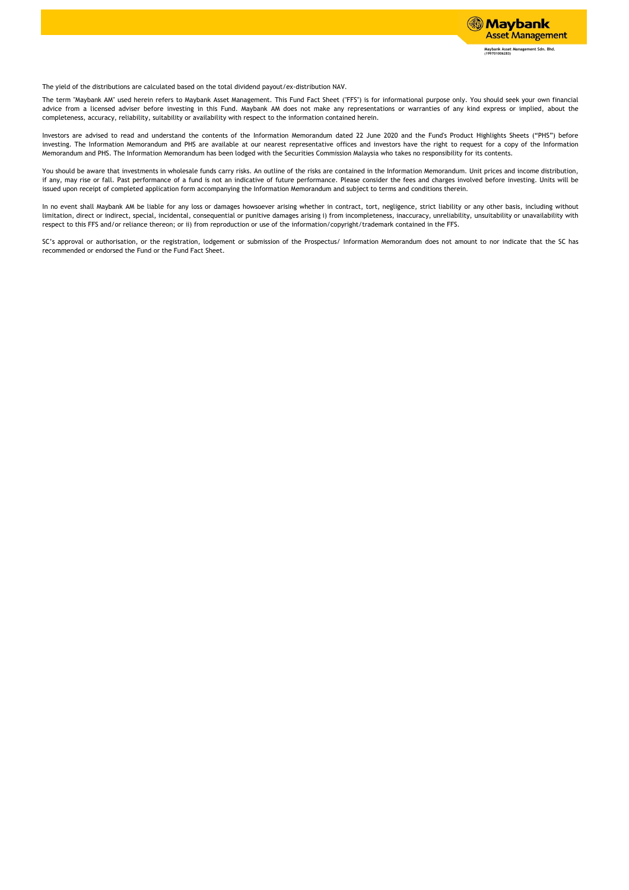The yield of the distributions are calculated based on the total dividend payout/ex-distribution NAV.

The term "Maybank AM" used herein refers to Maybank Asset Management. This Fund Fact Sheet ("FFS") is for informational purpose only. You should seek your own financial advice from a licensed adviser before investing in this Fund. Maybank AM does not make any representations or warranties of any kind express or implied, about the completeness, accuracy, reliability, suitability or availability with respect to the information contained herein.

Investors are advised to read and understand the contents of the Information Memorandum dated 22 June 2020 and the Fund's Product Highlights Sheets ("PHS") before investing. The Information Memorandum and PHS are available at our nearest representative offices and investors have the right to request for a copy of the Information Memorandum and PHS. The Information Memorandum has been lodged with the Securities Commission Malaysia who takes no responsibility for its contents.

You should be aware that investments in wholesale funds carry risks. An outline of the risks are contained in the Information Memorandum. Unit prices and income distribution, if any, may rise or fall. Past performance of a fund is not an indicative of future performance. Please consider the fees and charges involved before investing. Units will be issued upon receipt of completed application form accompanying the Information Memorandum and subject to terms and conditions therein.

In no event shall Maybank AM be liable for any loss or damages howsoever arising whether in contract, tort, negligence, strict liability or any other basis, including without limitation, direct or indirect, special, incidental, consequential or punitive damages arising i) from incompleteness, inaccuracy, unreliability, unsuitability or unavailability with respect to this FFS and/or reliance thereon; or ii) from reproduction or use of the information/copyright/trademark contained in the FFS.

SC's approval or authorisation, or the registration, lodgement or submission of the Prospectus/ Information Memorandum does not amount to nor indicate that the SC has recommended or endorsed the Fund or the Fund Fact Sheet.